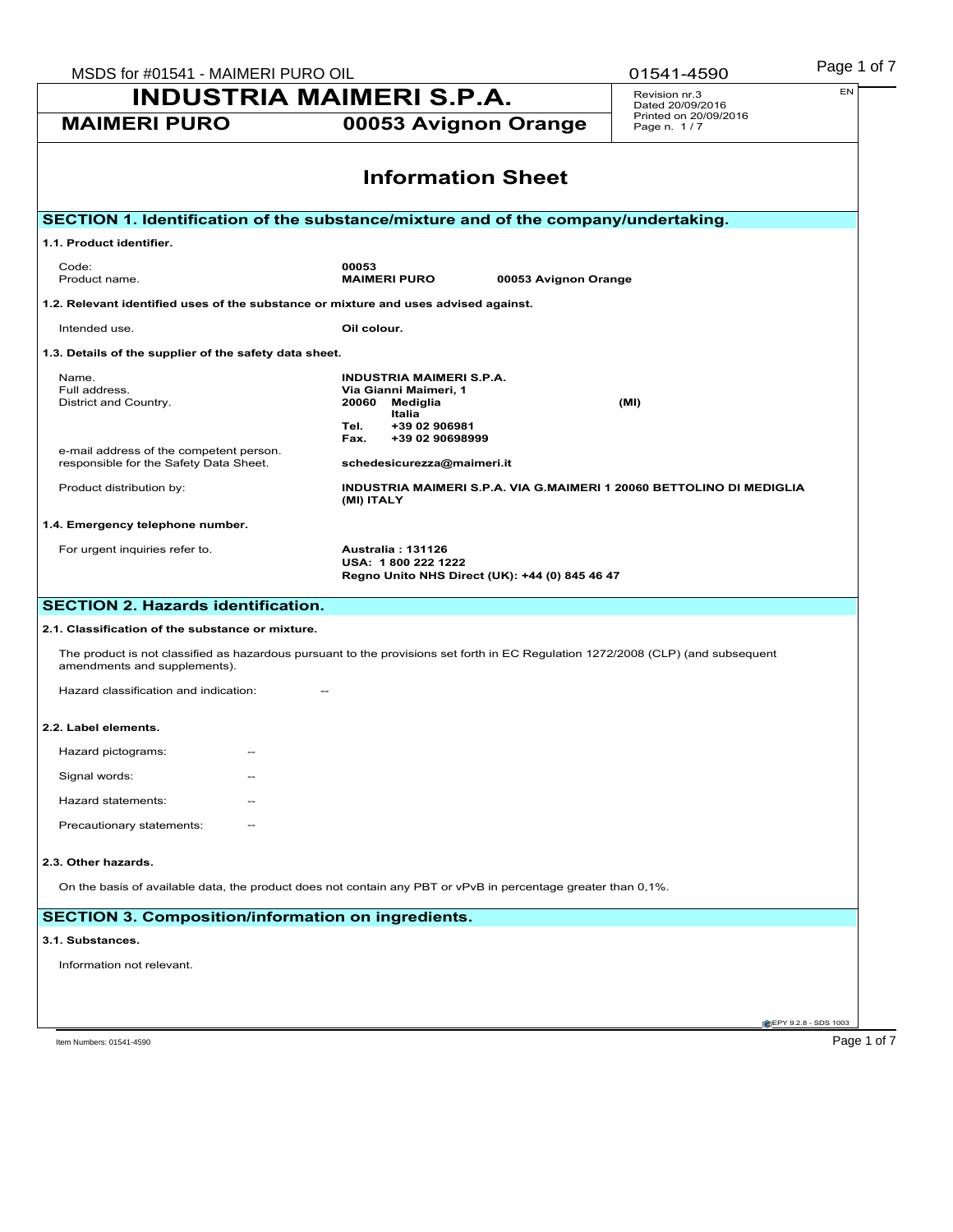# INDUSTRIA MAIMERI S.P.A.

**MAIMERI PURO** **00053 Avignon Orange**

Revision nr.3
Dated 20/09/2016
Printed on 20/09/2016
Page n. 1 / 7

EN

## Information Sheet

## SECTION 1. Identification of the substance/mixture and of the company/undertaking.

### 1.1. Product identifier.

| | |
|---|---|
| Code: | **00053** |
| Product name. | **MAIMERI PURO 00053 Avignon Orange** |

### 1.2. Relevant identified uses of the substance or mixture and uses advised against.

| | |
|---|---|
| Intended use. | **Oil colour.** |

### 1.3. Details of the supplier of the safety data sheet.

| | |
|---|---|
| Name. | **INDUSTRIA MAIMERI S.P.A.** |
| Full address. | **Via Gianni Maimeri, 1** |
| District and Country. | **20060 Mediglia (MI)** |
| | **Italia** |
| | **Tel. +39 02 906981** |
| | **Fax. +39 02 90698999** |
| e-mail address of the competent person. responsible for the Safety Data Sheet. | **schedesicurezza@maimeri.it** |
| Product distribution by: | **INDUSTRIA MAIMERI S.P.A. VIA G.MAIMERI 1 20060 BETTOLINO DI MEDIGLIA (MI) ITALY** |

### 1.4. Emergency telephone number.

| | |
|---|---|
| For urgent inquiries refer to. | **Australia : 131126** |
| | **USA: 1 800 222 1222** |
| | **Regno Unito NHS Direct (UK): +44 (0) 845 46 47** |

## SECTION 2. Hazards identification.

### 2.1. Classification of the substance or mixture.

The product is not classified as hazardous pursuant to the provisions set forth in EC Regulation 1272/2008 (CLP) (and subsequent amendments and supplements).

Hazard classification and indication: --

### 2.2. Label elements.

Hazard pictograms: --

Signal words: --

Hazard statements: --

Precautionary statements: --

### 2.3. Other hazards.

On the basis of available data, the product does not contain any PBT or vPvB in percentage greater than 0,1%.

## SECTION 3. Composition/information on ingredients.

### 3.1. Substances.

Information not relevant.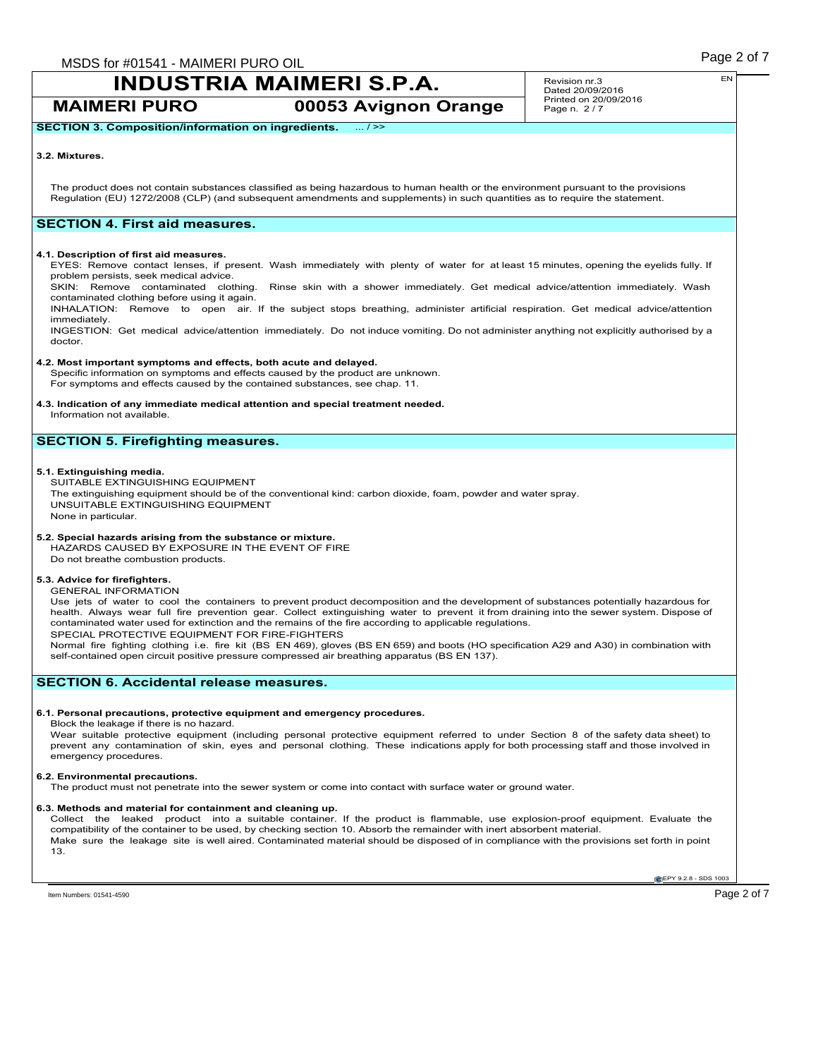## SECTION 3. Composition/information on ingredients. ... / >>

**3.2. Mixtures.**

The product does not contain substances classified as being hazardous to human health or the environment pursuant to the provisions Regulation (EU) 1272/2008 (CLP) (and subsequent amendments and supplements) in such quantities as to require the statement.

## SECTION 4. First aid measures.

**4.1. Description of first aid measures.**

EYES: Remove contact lenses, if present. Wash immediately with plenty of water for at least 15 minutes, opening the eyelids fully. If problem persists, seek medical advice.

SKIN: Remove contaminated clothing. Rinse skin with a shower immediately. Get medical advice/attention immediately. Wash contaminated clothing before using it again.

INHALATION: Remove to open air. If the subject stops breathing, administer artificial respiration. Get medical advice/attention immediately.

INGESTION: Get medical advice/attention immediately. Do not induce vomiting. Do not administer anything not explicitly authorised by a doctor.

**4.2. Most important symptoms and effects, both acute and delayed.**

Specific information on symptoms and effects caused by the product are unknown.
For symptoms and effects caused by the contained substances, see chap. 11.

**4.3. Indication of any immediate medical attention and special treatment needed.**

Information not available.

## SECTION 5. Firefighting measures.

**5.1. Extinguishing media.**

SUITABLE EXTINGUISHING EQUIPMENT
The extinguishing equipment should be of the conventional kind: carbon dioxide, foam, powder and water spray.
UNSUITABLE EXTINGUISHING EQUIPMENT
None in particular.

**5.2. Special hazards arising from the substance or mixture.**

HAZARDS CAUSED BY EXPOSURE IN THE EVENT OF FIRE
Do not breathe combustion products.

**5.3. Advice for firefighters.**

GENERAL INFORMATION
Use jets of water to cool the containers to prevent product decomposition and the development of substances potentially hazardous for health. Always wear full fire prevention gear. Collect extinguishing water to prevent it from draining into the sewer system. Dispose of contaminated water used for extinction and the remains of the fire according to applicable regulations.
SPECIAL PROTECTIVE EQUIPMENT FOR FIRE-FIGHTERS
Normal fire fighting clothing i.e. fire kit (BS EN 469), gloves (BS EN 659) and boots (HO specification A29 and A30) in combination with self-contained open circuit positive pressure compressed air breathing apparatus (BS EN 137).

## SECTION 6. Accidental release measures.

**6.1. Personal precautions, protective equipment and emergency procedures.**

Block the leakage if there is no hazard.
Wear suitable protective equipment (including personal protective equipment referred to under Section 8 of the safety data sheet) to prevent any contamination of skin, eyes and personal clothing. These indications apply for both processing staff and those involved in emergency procedures.

**6.2. Environmental precautions.**

The product must not penetrate into the sewer system or come into contact with surface water or ground water.

**6.3. Methods and material for containment and cleaning up.**

Collect the leaked product into a suitable container. If the product is flammable, use explosion-proof equipment. Evaluate the compatibility of the container to be used, by checking section 10. Absorb the remainder with inert absorbent material.
Make sure the leakage site is well aired. Contaminated material should be disposed of in compliance with the provisions set forth in point 13.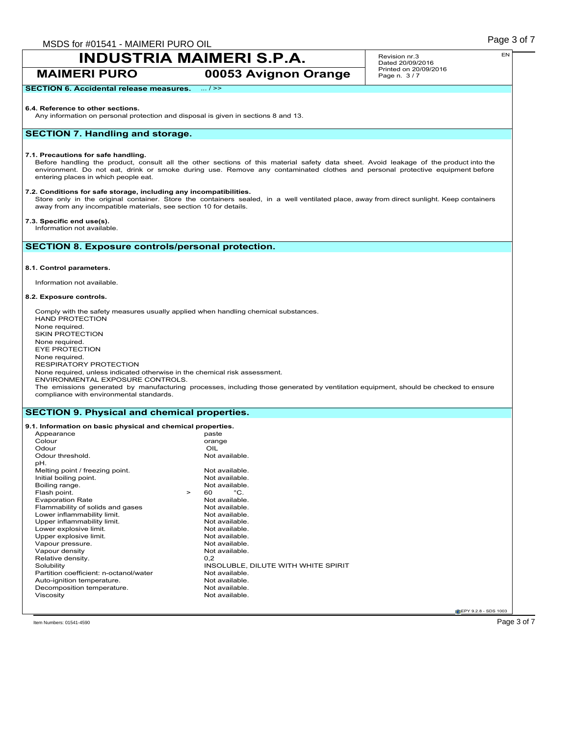**SECTION 6. Accidental release measures.** ... / >>

**6.4. Reference to other sections.**

Any information on personal protection and disposal is given in sections 8 and 13.

## SECTION 7. Handling and storage.

**7.1. Precautions for safe handling.**

Before handling the product, consult all the other sections of this material safety data sheet. Avoid leakage of the product into the environment. Do not eat, drink or smoke during use. Remove any contaminated clothes and personal protective equipment before entering places in which people eat.

**7.2. Conditions for safe storage, including any incompatibilities.**

Store only in the original container. Store the containers sealed, in a well ventilated place, away from direct sunlight. Keep containers away from any incompatible materials, see section 10 for details.

**7.3. Specific end use(s).**

Information not available.

## SECTION 8. Exposure controls/personal protection.

**8.1. Control parameters.**

Information not available.

**8.2. Exposure controls.**

Comply with the safety measures usually applied when handling chemical substances.
HAND PROTECTION
None required.
SKIN PROTECTION
None required.
EYE PROTECTION
None required.
RESPIRATORY PROTECTION
None required, unless indicated otherwise in the chemical risk assessment.
ENVIRONMENTAL EXPOSURE CONTROLS.
The emissions generated by manufacturing processes, including those generated by ventilation equipment, should be checked to ensure compliance with environmental standards.

## SECTION 9. Physical and chemical properties.

**9.1. Information on basic physical and chemical properties.**

| Property | Value |
|---|---|
| Appearance | paste |
| Colour | orange |
| Odour | OIL |
| Odour threshold. | Not available. |
| pH. | |
| Melting point / freezing point. | Not available. |
| Initial boiling point. | Not available. |
| Boiling range. | Not available. |
| Flash point. | > 60 °C. |
| Evaporation Rate | Not available. |
| Flammability of solids and gases | Not available. |
| Lower inflammability limit. | Not available. |
| Upper inflammability limit. | Not available. |
| Lower explosive limit. | Not available. |
| Upper explosive limit. | Not available. |
| Vapour pressure. | Not available. |
| Vapour density | Not available. |
| Relative density. | 0,2 |
| Solubility | INSOLUBLE, DILUTE WITH WHITE SPIRIT |
| Partition coefficient: n-octanol/water | Not available. |
| Auto-ignition temperature. | Not available. |
| Decomposition temperature. | Not available. |
| Viscosity | Not available. |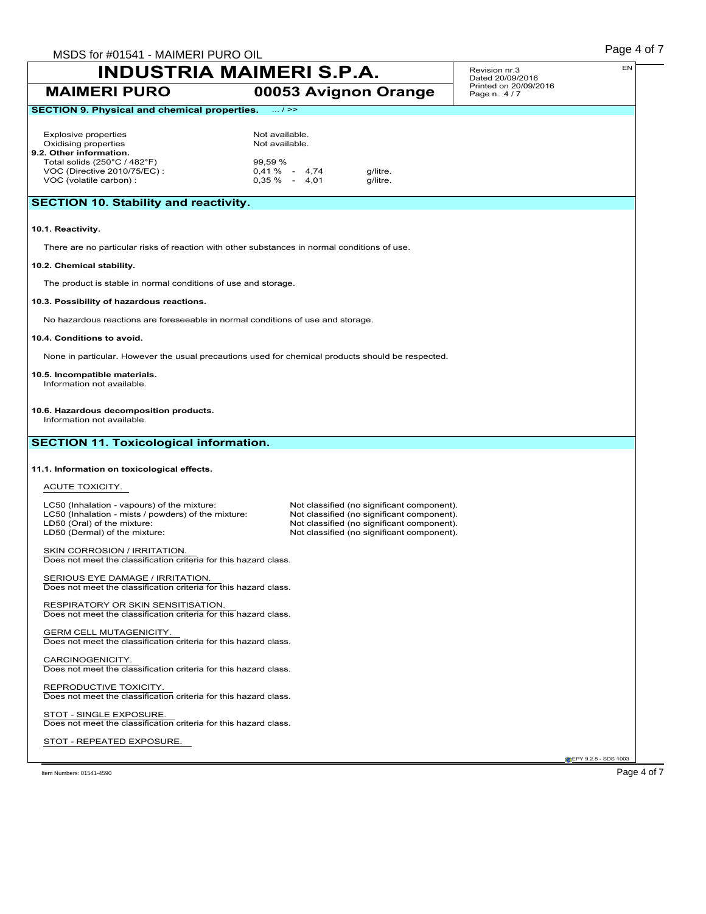**SECTION 9. Physical and chemical properties.** ... / >>

| | | |
|---|---|---|
| Explosive properties | Not available. | |
| Oxidising properties | Not available. | |
| **9.2. Other information.** | | |
| Total solids (250°C / 482°F) | 99,59 % | |
| VOC (Directive 2010/75/EC) : | 0,41 % - 4,74 | g/litre. |
| VOC (volatile carbon) : | 0,35 % - 4,01 | g/litre. |

## SECTION 10. Stability and reactivity.

**10.1. Reactivity.**

There are no particular risks of reaction with other substances in normal conditions of use.

**10.2. Chemical stability.**

The product is stable in normal conditions of use and storage.

**10.3. Possibility of hazardous reactions.**

No hazardous reactions are foreseeable in normal conditions of use and storage.

**10.4. Conditions to avoid.**

None in particular. However the usual precautions used for chemical products should be respected.

**10.5. Incompatible materials.**

Information not available.

**10.6. Hazardous decomposition products.**

Information not available.

## SECTION 11. Toxicological information.

**11.1. Information on toxicological effects.**

ACUTE TOXICITY.

| | |
|---|---|
| LC50 (Inhalation - vapours) of the mixture: | Not classified (no significant component). |
| LC50 (Inhalation - mists / powders) of the mixture: | Not classified (no significant component). |
| LD50 (Oral) of the mixture: | Not classified (no significant component). |
| LD50 (Dermal) of the mixture: | Not classified (no significant component). |

SKIN CORROSION / IRRITATION.
Does not meet the classification criteria for this hazard class.

SERIOUS EYE DAMAGE / IRRITATION.
Does not meet the classification criteria for this hazard class.

RESPIRATORY OR SKIN SENSITISATION.
Does not meet the classification criteria for this hazard class.

GERM CELL MUTAGENICITY.
Does not meet the classification criteria for this hazard class.

CARCINOGENICITY.
Does not meet the classification criteria for this hazard class.

REPRODUCTIVE TOXICITY.
Does not meet the classification criteria for this hazard class.

STOT - SINGLE EXPOSURE.
Does not meet the classification criteria for this hazard class.

STOT - REPEATED EXPOSURE.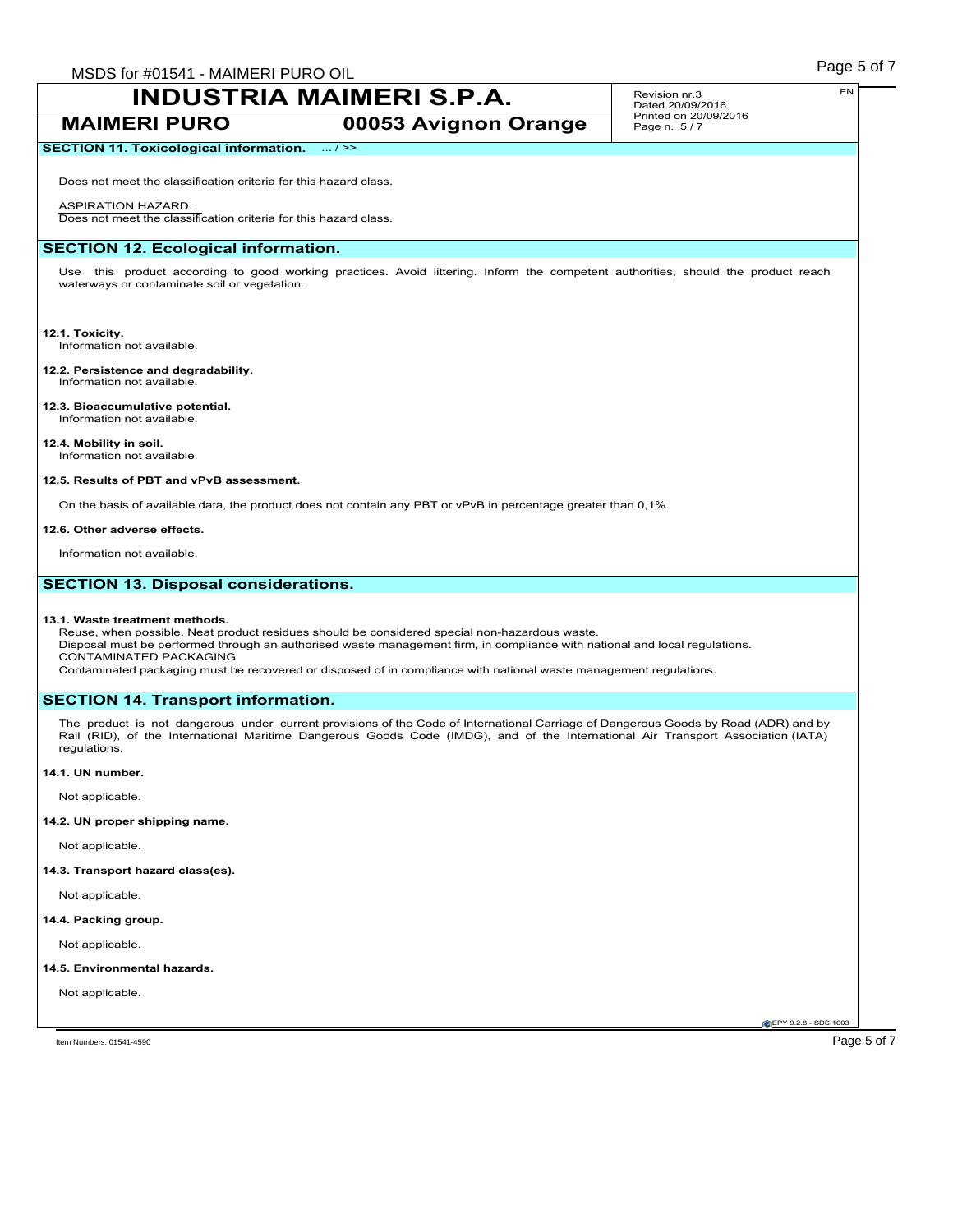## SECTION 11. Toxicological information. ... / >>

Does not meet the classification criteria for this hazard class.

ASPIRATION HAZARD.
Does not meet the classification criteria for this hazard class.

## SECTION 12. Ecological information.

Use this product according to good working practices. Avoid littering. Inform the competent authorities, should the product reach waterways or contaminate soil or vegetation.

**12.1. Toxicity.**
Information not available.

**12.2. Persistence and degradability.**
Information not available.

**12.3. Bioaccumulative potential.**
Information not available.

**12.4. Mobility in soil.**
Information not available.

**12.5. Results of PBT and vPvB assessment.**

On the basis of available data, the product does not contain any PBT or vPvB in percentage greater than 0,1%.

**12.6. Other adverse effects.**

Information not available.

## SECTION 13. Disposal considerations.

**13.1. Waste treatment methods.**
Reuse, when possible. Neat product residues should be considered special non-hazardous waste.
Disposal must be performed through an authorised waste management firm, in compliance with national and local regulations.
CONTAMINATED PACKAGING
Contaminated packaging must be recovered or disposed of in compliance with national waste management regulations.

## SECTION 14. Transport information.

The product is not dangerous under current provisions of the Code of International Carriage of Dangerous Goods by Road (ADR) and by Rail (RID), of the International Maritime Dangerous Goods Code (IMDG), and of the International Air Transport Association (IATA) regulations.

**14.1. UN number.**

Not applicable.

**14.2. UN proper shipping name.**

Not applicable.

**14.3. Transport hazard class(es).**

Not applicable.

**14.4. Packing group.**

Not applicable.

**14.5. Environmental hazards.**

Not applicable.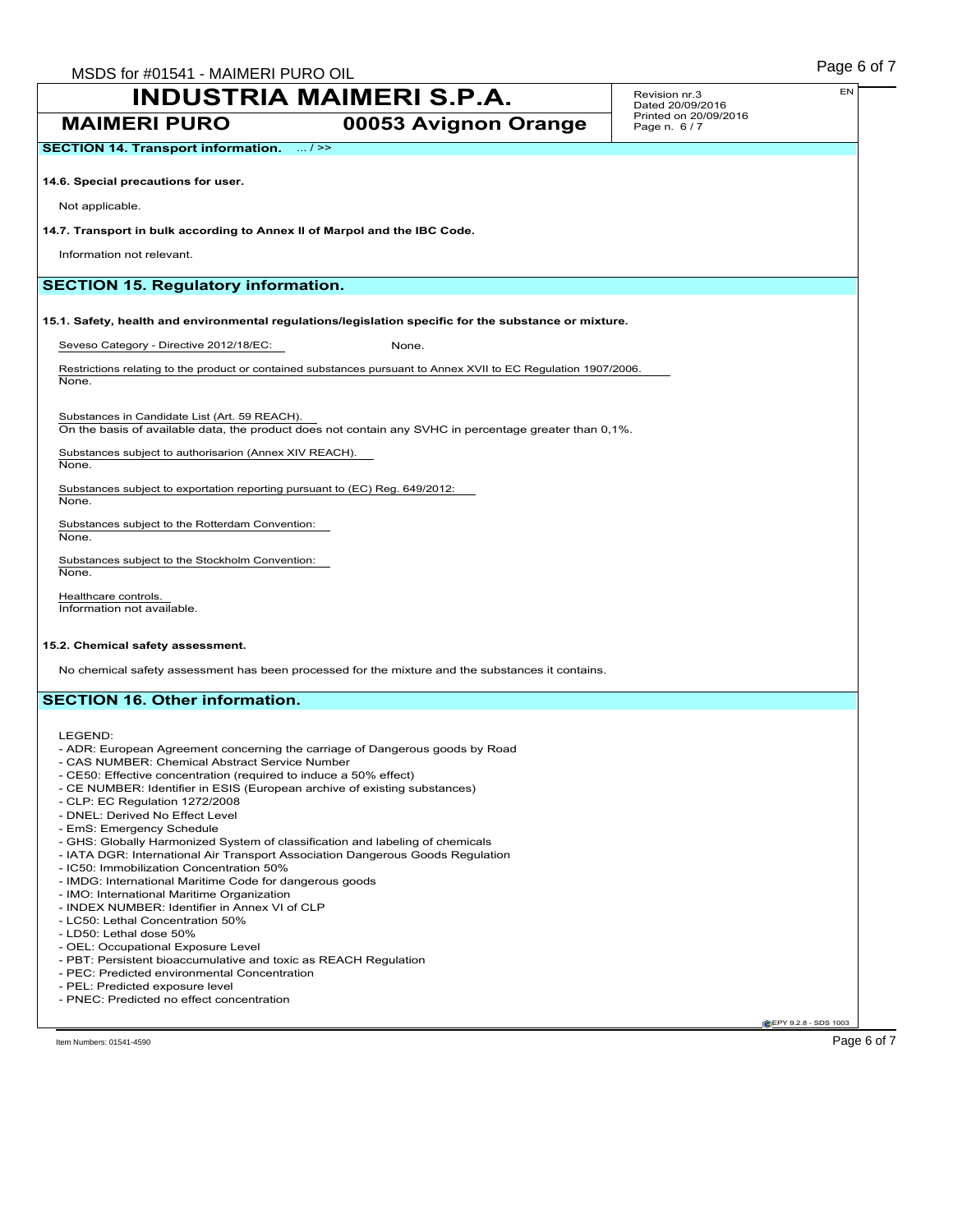**SECTION 14. Transport information.** ... / >>

**14.6. Special precautions for user.**

Not applicable.

**14.7. Transport in bulk according to Annex II of Marpol and the IBC Code.**

Information not relevant.

## SECTION 15. Regulatory information.

**15.1. Safety, health and environmental regulations/legislation specific for the substance or mixture.**

Seveso Category - Directive 2012/18/EC: None.

Restrictions relating to the product or contained substances pursuant to Annex XVII to EC Regulation 1907/2006.
None.

Substances in Candidate List (Art. 59 REACH).
On the basis of available data, the product does not contain any SVHC in percentage greater than 0,1%.

Substances subject to authorisarion (Annex XIV REACH).
None.

Substances subject to exportation reporting pursuant to (EC) Reg. 649/2012:
None.

Substances subject to the Rotterdam Convention:
None.

Substances subject to the Stockholm Convention:
None.

Healthcare controls.
Information not available.

**15.2. Chemical safety assessment.**

No chemical safety assessment has been processed for the mixture and the substances it contains.

## SECTION 16. Other information.

LEGEND:
- ADR: European Agreement concerning the carriage of Dangerous goods by Road
- CAS NUMBER: Chemical Abstract Service Number
- CE50: Effective concentration (required to induce a 50% effect)
- CE NUMBER: Identifier in ESIS (European archive of existing substances)
- CLP: EC Regulation 1272/2008
- DNEL: Derived No Effect Level
- EmS: Emergency Schedule
- GHS: Globally Harmonized System of classification and labeling of chemicals
- IATA DGR: International Air Transport Association Dangerous Goods Regulation
- IC50: Immobilization Concentration 50%
- IMDG: International Maritime Code for dangerous goods
- IMO: International Maritime Organization
- INDEX NUMBER: Identifier in Annex VI of CLP
- LC50: Lethal Concentration 50%
- LD50: Lethal dose 50%
- OEL: Occupational Exposure Level
- PBT: Persistent bioaccumulative and toxic as REACH Regulation
- PEC: Predicted environmental Concentration
- PEL: Predicted exposure level
- PNEC: Predicted no effect concentration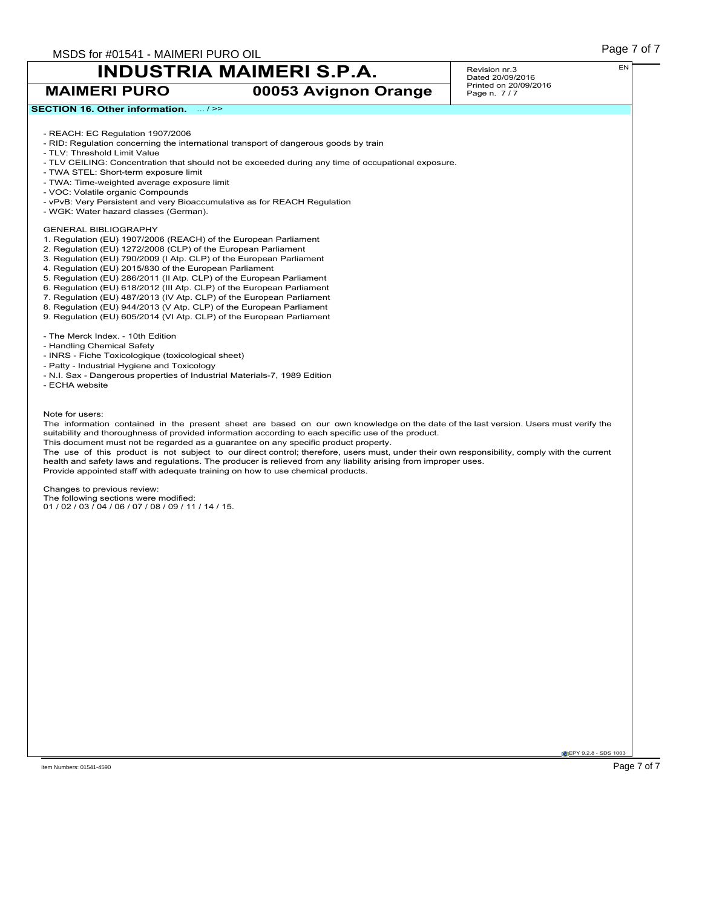## SECTION 16. Other information. ... / >>

- REACH: EC Regulation 1907/2006
- RID: Regulation concerning the international transport of dangerous goods by train
- TLV: Threshold Limit Value
- TLV CEILING: Concentration that should not be exceeded during any time of occupational exposure.
- TWA STEL: Short-term exposure limit
- TWA: Time-weighted average exposure limit
- VOC: Volatile organic Compounds
- vPvB: Very Persistent and very Bioaccumulative as for REACH Regulation
- WGK: Water hazard classes (German).

GENERAL BIBLIOGRAPHY

1. Regulation (EU) 1907/2006 (REACH) of the European Parliament
2. Regulation (EU) 1272/2008 (CLP) of the European Parliament
3. Regulation (EU) 790/2009 (I Atp. CLP) of the European Parliament
4. Regulation (EU) 2015/830 of the European Parliament
5. Regulation (EU) 286/2011 (II Atp. CLP) of the European Parliament
6. Regulation (EU) 618/2012 (III Atp. CLP) of the European Parliament
7. Regulation (EU) 487/2013 (IV Atp. CLP) of the European Parliament
8. Regulation (EU) 944/2013 (V Atp. CLP) of the European Parliament
9. Regulation (EU) 605/2014 (VI Atp. CLP) of the European Parliament

- The Merck Index. - 10th Edition
- Handling Chemical Safety
- INRS - Fiche Toxicologique (toxicological sheet)
- Patty - Industrial Hygiene and Toxicology
- N.I. Sax - Dangerous properties of Industrial Materials-7, 1989 Edition
- ECHA website

Note for users:
The information contained in the present sheet are based on our own knowledge on the date of the last version. Users must verify the suitability and thoroughness of provided information according to each specific use of the product.
This document must not be regarded as a guarantee on any specific product property.
The use of this product is not subject to our direct control; therefore, users must, under their own responsibility, comply with the current health and safety laws and regulations. The producer is relieved from any liability arising from improper uses.
Provide appointed staff with adequate training on how to use chemical products.

Changes to previous review:
The following sections were modified:
01 / 02 / 03 / 04 / 06 / 07 / 08 / 09 / 11 / 14 / 15.